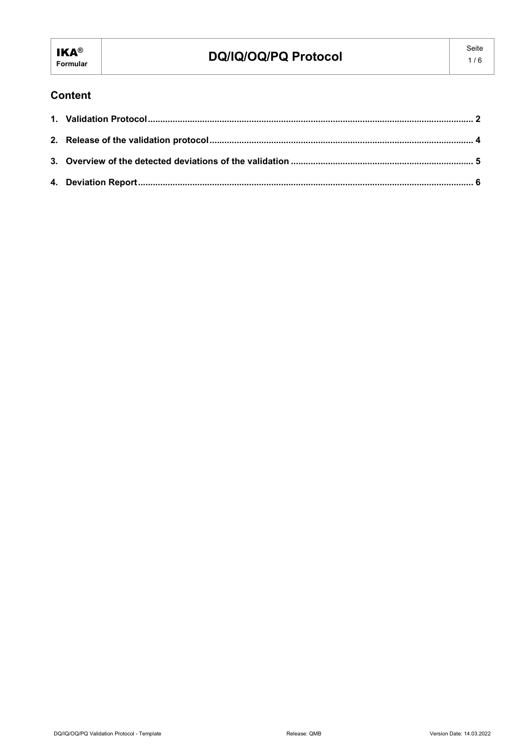# DQ/IQ/OQ/PQ Protocol

## Content

1. **Validation Protocol** ........ 2
2. **Release of the validation protocol** ........ 4
3. **Overview of the detected deviations of the validation** ........ 5
4. **Deviation Report** ........ 6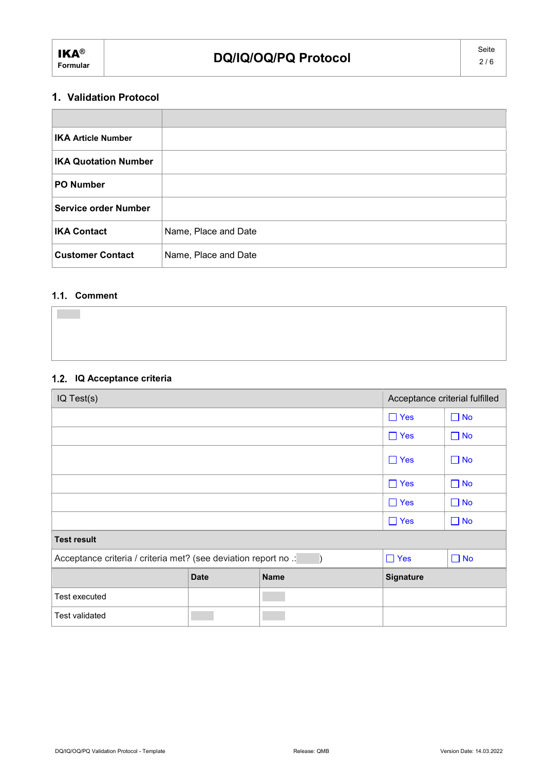# 1. Validation Protocol

| | |
|---|---|
| **IKA Article Number** | |
| **IKA Quotation Number** | |
| **PO Number** | |
| **Service order Number** | |
| **IKA Contact** | Name, Place and Date |
| **Customer Contact** | Name, Place and Date |

## 1.1. Comment

| |
|---|
| |

## 1.2. IQ Acceptance criteria

| IQ Test(s) | Acceptance criterial fulfilled | |
|---|---|---|
| | ☐ Yes | ☐ No |
| | ☐ Yes | ☐ No |
| | ☐ Yes | ☐ No |
| | ☐ Yes | ☐ No |
| | ☐ Yes | ☐ No |
| | ☐ Yes | ☐ No |
| **Test result** | | |
| Acceptance criteria / criteria met? (see deviation report no .: ) | ☐ Yes | ☐ No |

| | **Date** | **Name** | **Signature** |
|---|---|---|---|
| Test executed | | | |
| Test validated | | | |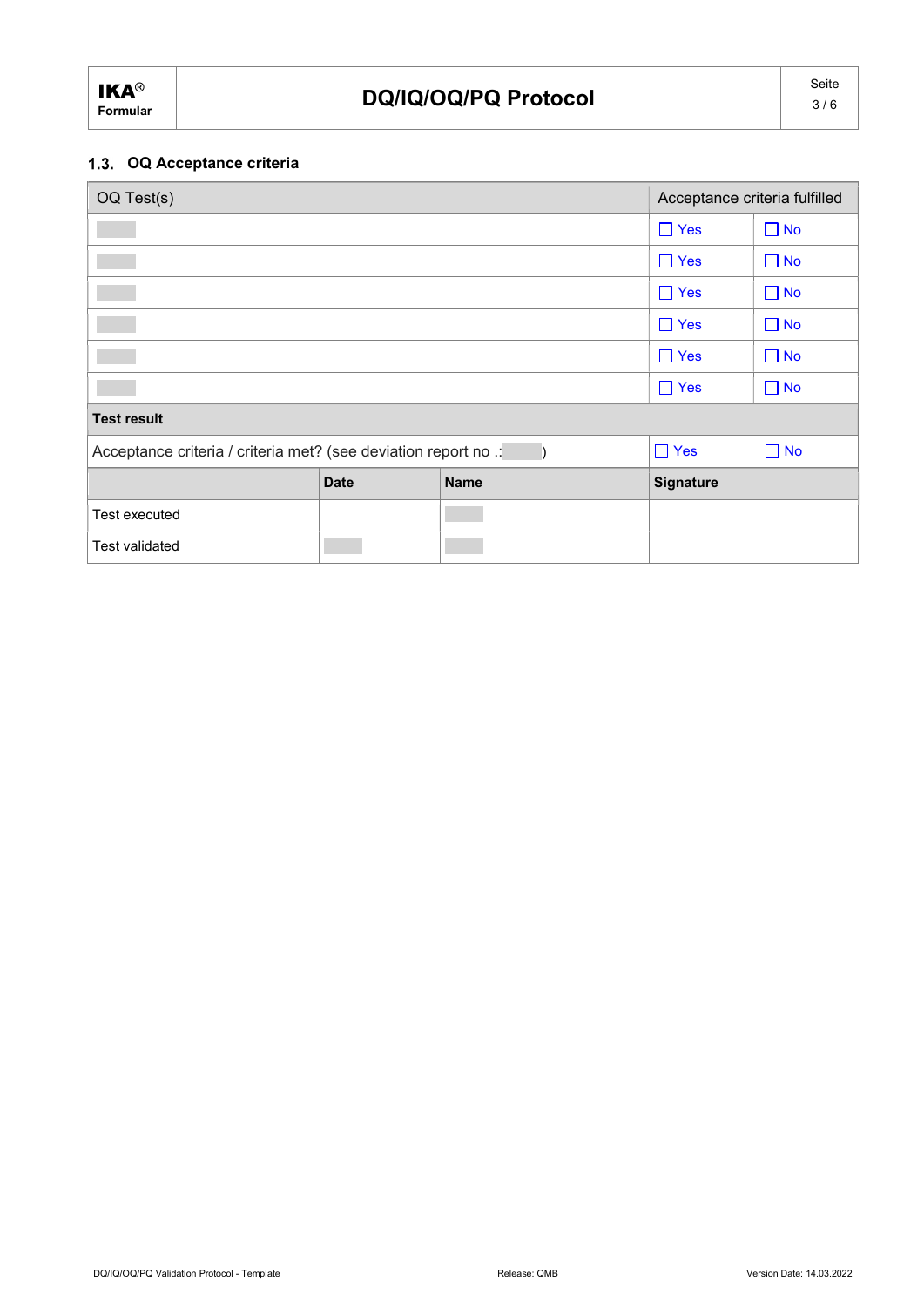## 1.3. OQ Acceptance criteria

| OQ Test(s) | Acceptance criteria fulfilled | |
|---|---|---|
| | ☐ Yes | ☐ No |
| | ☐ Yes | ☐ No |
| | ☐ Yes | ☐ No |
| | ☐ Yes | ☐ No |
| | ☐ Yes | ☐ No |
| | ☐ Yes | ☐ No |
| **Test result** | | |
| Acceptance criteria / criteria met? (see deviation report no .: ) | ☐ Yes | ☐ No |

| | **Date** | **Name** | **Signature** |
|---|---|---|---|
| Test executed | | | |
| Test validated | | | |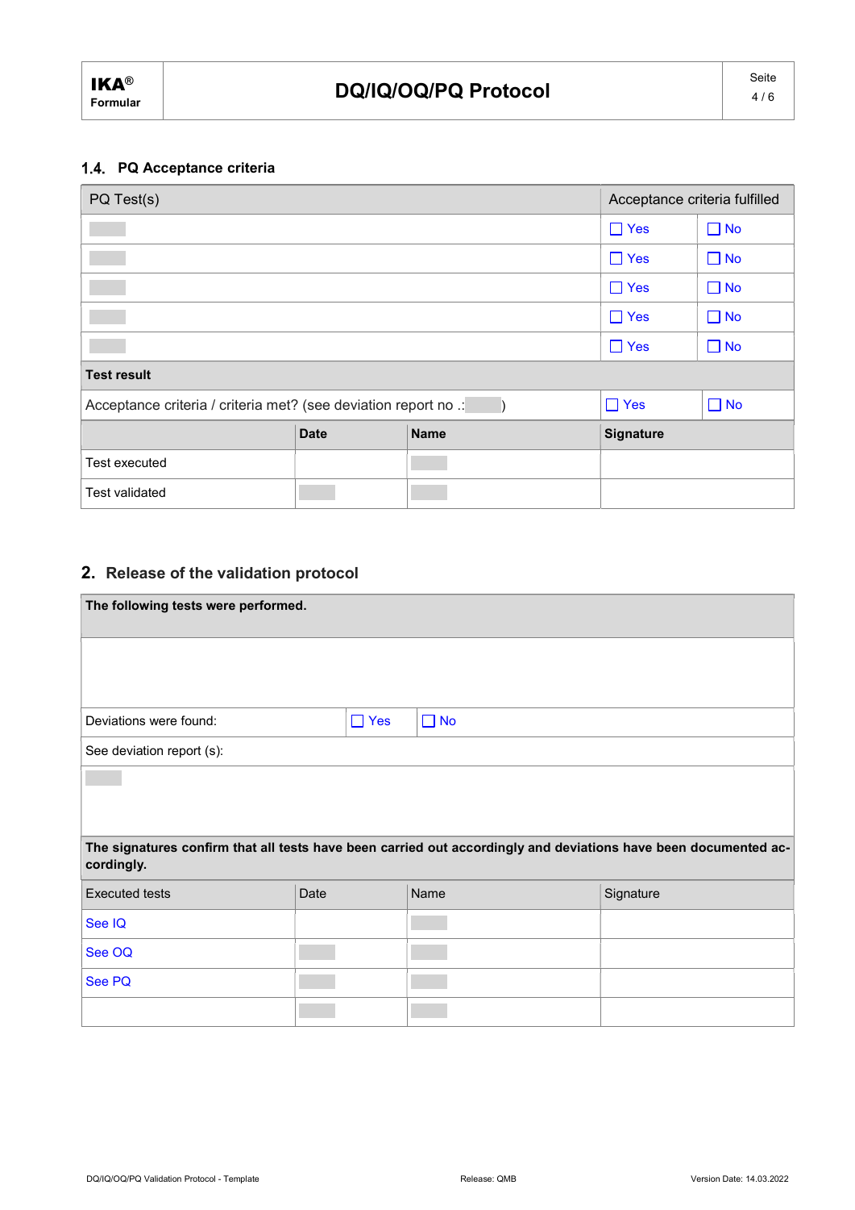### 1.4. PQ Acceptance criteria

| PQ Test(s) | Acceptance criteria fulfilled | |
|---|---|---|
| | ☐ Yes | ☐ No |
| | ☐ Yes | ☐ No |
| | ☐ Yes | ☐ No |
| | ☐ Yes | ☐ No |
| | ☐ Yes | ☐ No |
| **Test result** | | |
| Acceptance criteria / criteria met? (see deviation report no .: ) | ☐ Yes | ☐ No |

| | **Date** | **Name** | **Signature** |
|---|---|---|---|
| Test executed | | | |
| Test validated | | | |

## 2. Release of the validation protocol

| **The following tests were performed.** | | |
|---|---|---|
| | | |
| Deviations were found: | ☐ Yes | ☐ No |
| See deviation report (s): | | |
| | | |
| **The signatures confirm that all tests have been carried out accordingly and deviations have been documented accordingly.** | | |

| Executed tests | Date | Name | Signature |
|---|---|---|---|
| See IQ | | | |
| See OQ | | | |
| See PQ | | | |
| | | | |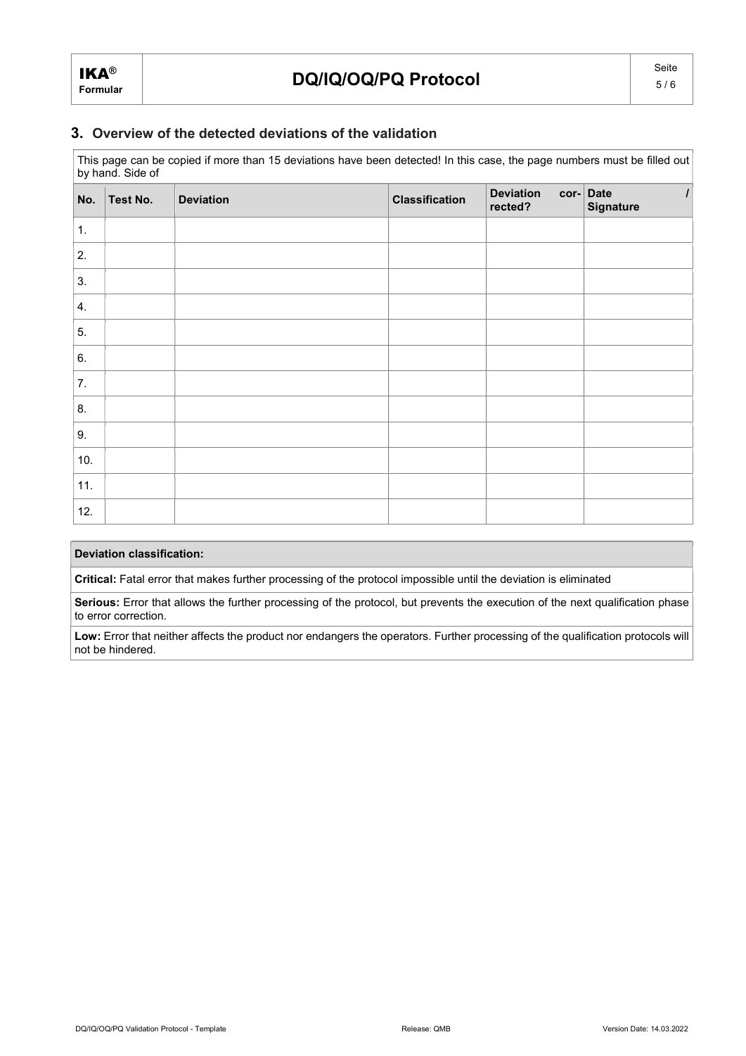## 3. Overview of the detected deviations of the validation

This page can be copied if more than 15 deviations have been detected! In this case, the page numbers must be filled out by hand. Side of

| No. | Test No. | Deviation | Classification | Deviation corrected? | Date / Signature |
|---|---|---|---|---|---|
| 1. | | | | | |
| 2. | | | | | |
| 3. | | | | | |
| 4. | | | | | |
| 5. | | | | | |
| 6. | | | | | |
| 7. | | | | | |
| 8. | | | | | |
| 9. | | | | | |
| 10. | | | | | |
| 11. | | | | | |
| 12. | | | | | |

| Deviation classification: |
|---|
| **Critical:** Fatal error that makes further processing of the protocol impossible until the deviation is eliminated |
| **Serious:** Error that allows the further processing of the protocol, but prevents the execution of the next qualification phase to error correction. |
| **Low:** Error that neither affects the product nor endangers the operators. Further processing of the qualification protocols will not be hindered. |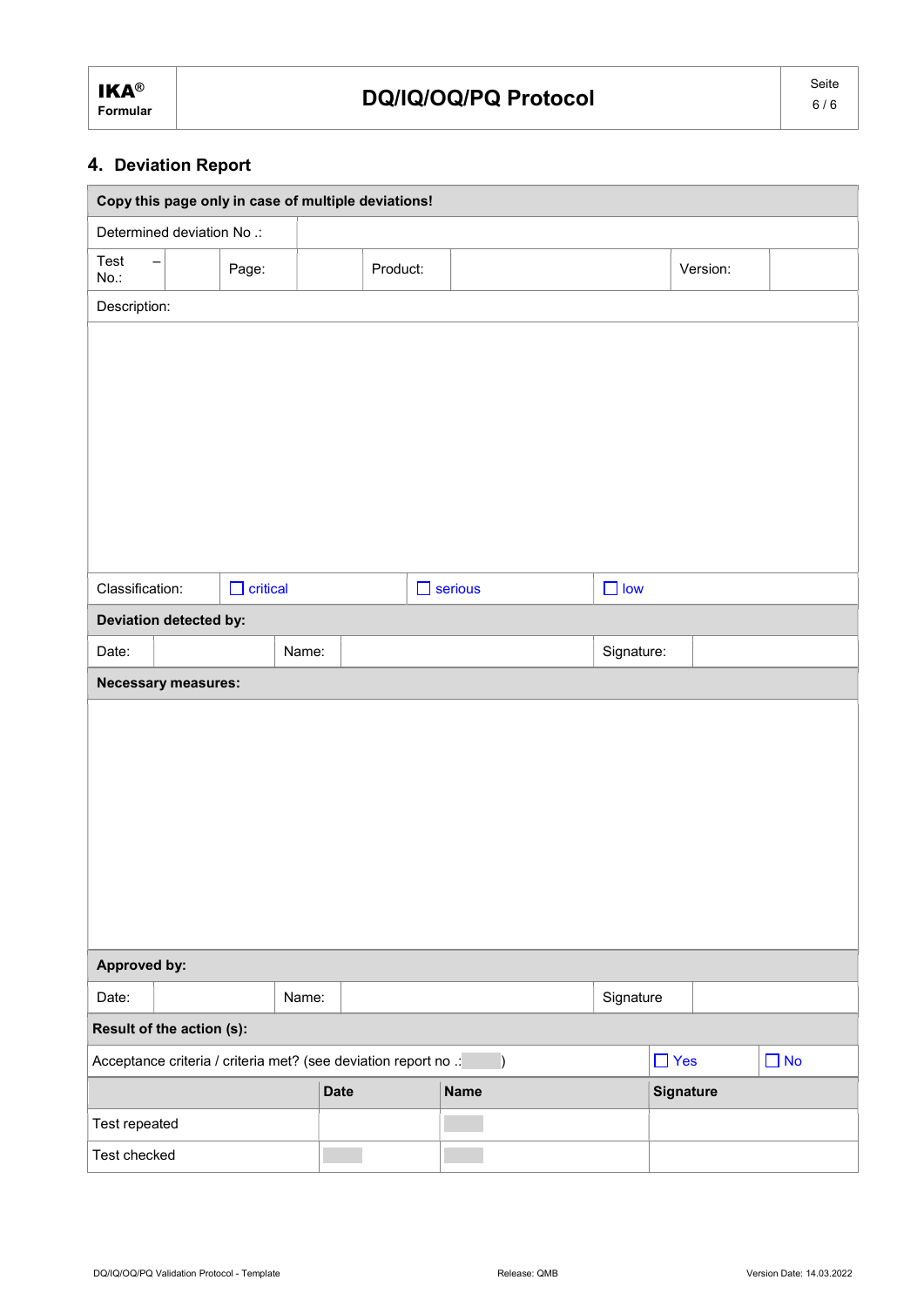## 4. Deviation Report

| Copy this page only in case of multiple deviations! | | | | | | | |
|---|---|---|---|---|---|---|---|
| Determined deviation No .: | | | | | | | |
| Test No.: | – | Page: | | Product: | | Version: | |
| Description: | | | | | | | |
| | | | | | | | |
| Classification: | ☐ critical | | ☐ serious | | ☐ low | | |
| **Deviation detected by:** | | | | | | | |
| Date: | | Name: | | Signature: | | | |
| **Necessary measures:** | | | | | | | |
| | | | | | | | |
| **Approved by:** | | | | | | | |
| Date: | | Name: | | Signature | | | |

| **Result of the action (s):** | | | |
|---|---|---|---|
| Acceptance criteria / criteria met? (see deviation report no .: ) | | ☐ Yes | ☐ No |
| | **Date** | **Name** | **Signature** |
| Test repeated | | | |
| Test checked | | | |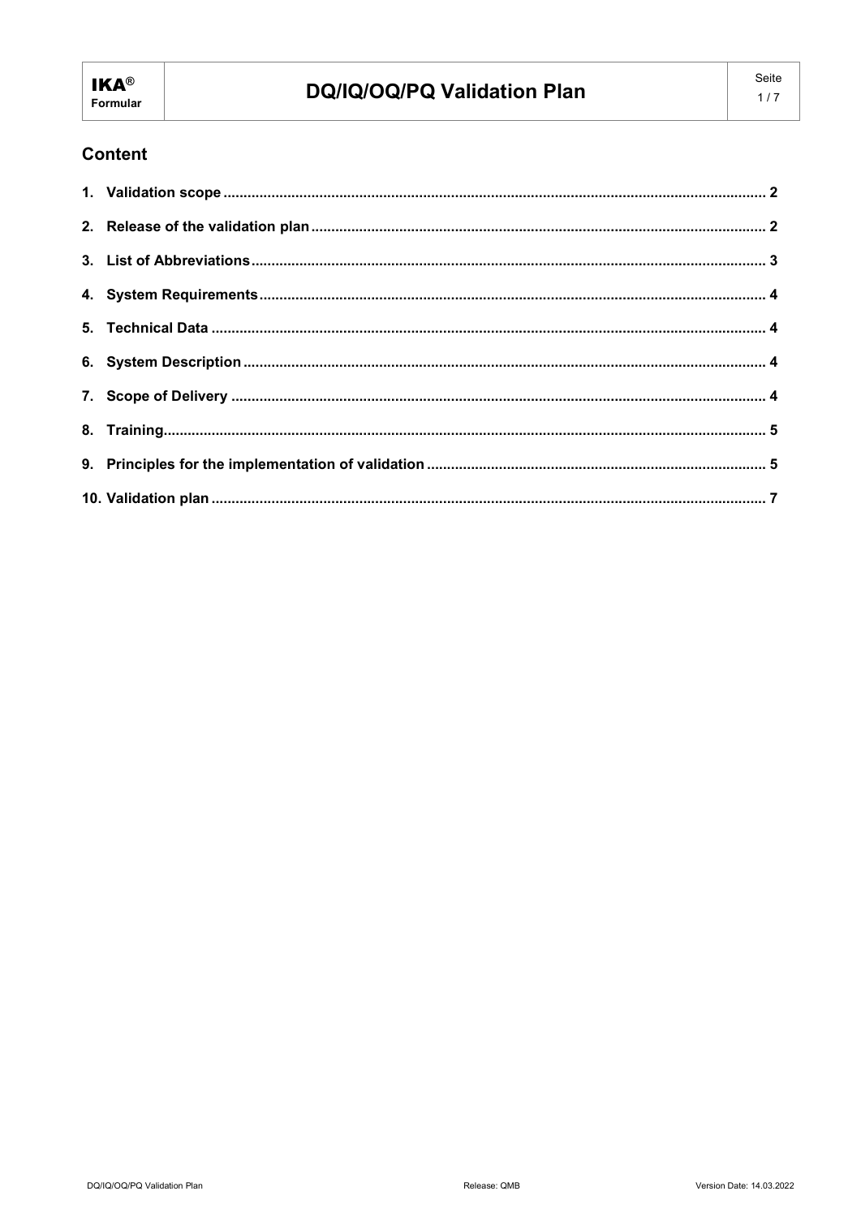## Content

1. **Validation scope** .......... 2
2. **Release of the validation plan** .......... 2
3. **List of Abbreviations** .......... 3
4. **System Requirements** .......... 4
5. **Technical Data** .......... 4
6. **System Description** .......... 4
7. **Scope of Delivery** .......... 4
8. **Training** .......... 5
9. **Principles for the implementation of validation** .......... 5
10. **Validation plan** .......... 7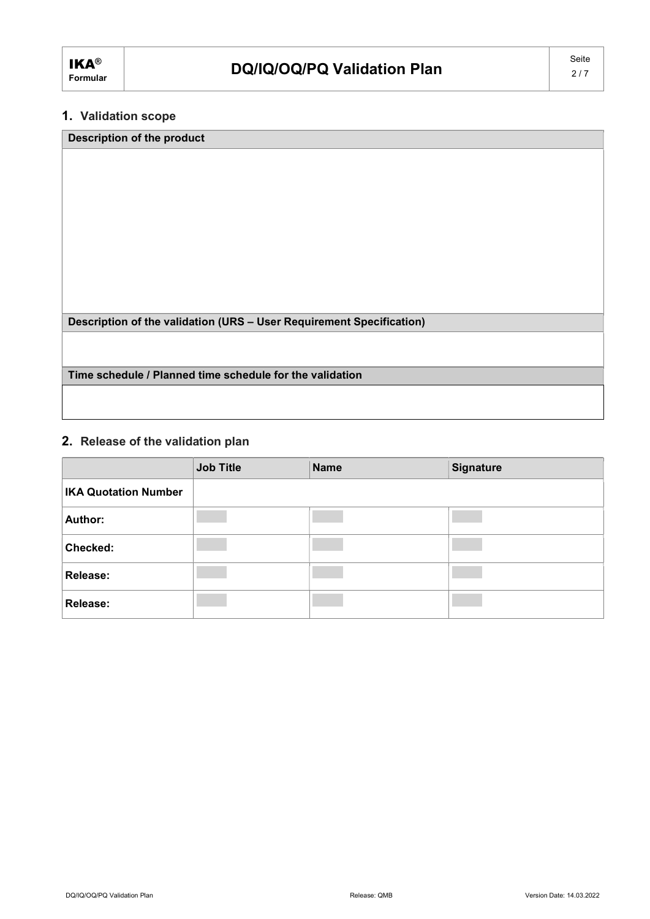## 1. Validation scope

| Description of the product |
|---|
| |
| **Description of the validation (URS – User Requirement Specification)** |
| |
| **Time schedule / Planned time schedule for the validation** |
| |

## 2. Release of the validation plan

| | Job Title | Name | Signature |
|---|---|---|---|
| **IKA Quotation Number** | | | |
| **Author:** | | | |
| **Checked:** | | | |
| **Release:** | | | |
| **Release:** | | | |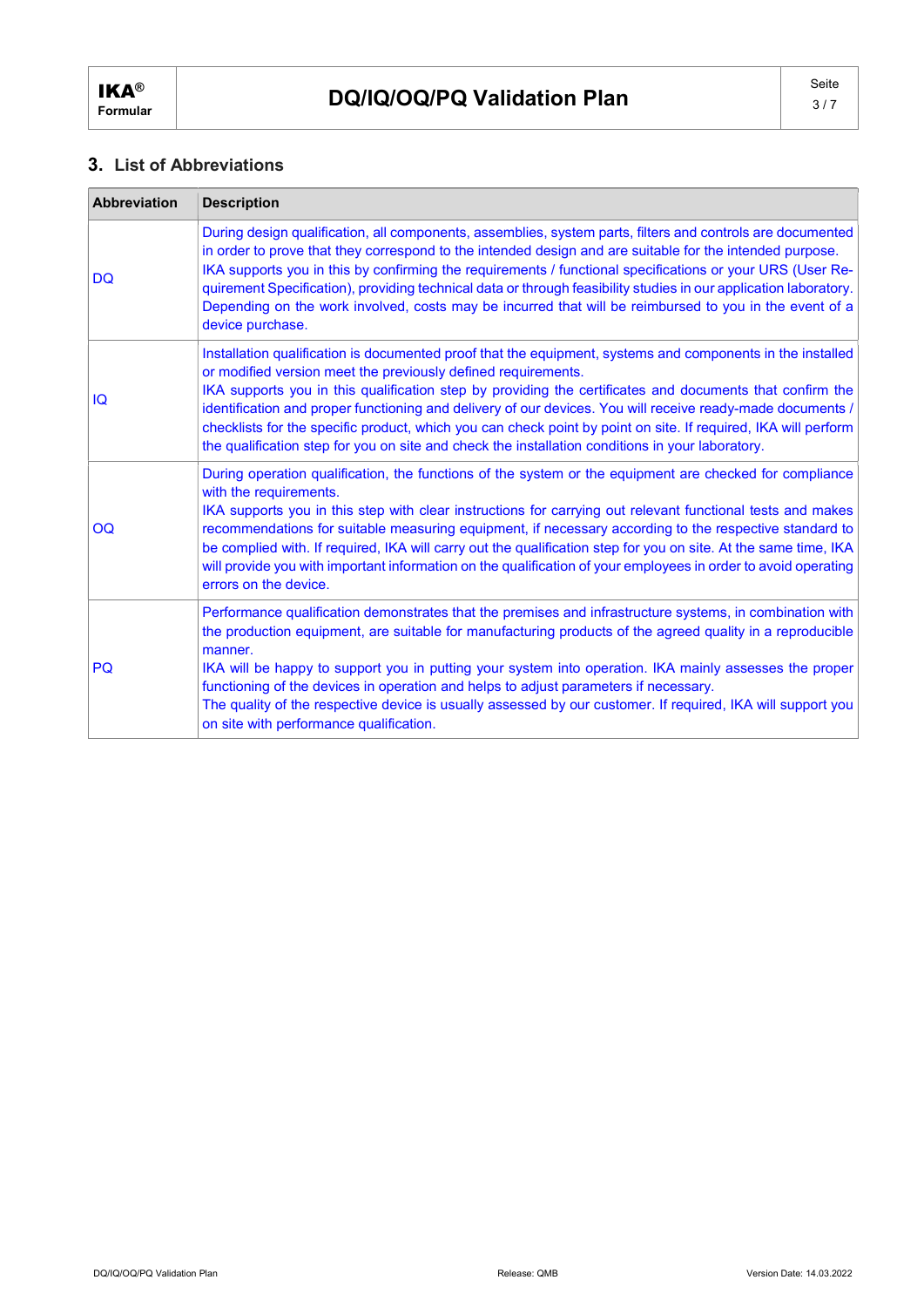## 3. List of Abbreviations

| Abbreviation | Description |
|---|---|
| DQ | During design qualification, all components, assemblies, system parts, filters and controls are documented in order to prove that they correspond to the intended design and are suitable for the intended purpose.<br>IKA supports you in this by confirming the requirements / functional specifications or your URS (User Requirement Specification), providing technical data or through feasibility studies in our application laboratory. Depending on the work involved, costs may be incurred that will be reimbursed to you in the event of a device purchase. |
| IQ | Installation qualification is documented proof that the equipment, systems and components in the installed or modified version meet the previously defined requirements.<br>IKA supports you in this qualification step by providing the certificates and documents that confirm the identification and proper functioning and delivery of our devices. You will receive ready-made documents / checklists for the specific product, which you can check point by point on site. If required, IKA will perform the qualification step for you on site and check the installation conditions in your laboratory. |
| OQ | During operation qualification, the functions of the system or the equipment are checked for compliance with the requirements.<br>IKA supports you in this step with clear instructions for carrying out relevant functional tests and makes recommendations for suitable measuring equipment, if necessary according to the respective standard to be complied with. If required, IKA will carry out the qualification step for you on site. At the same time, IKA will provide you with important information on the qualification of your employees in order to avoid operating errors on the device. |
| PQ | Performance qualification demonstrates that the premises and infrastructure systems, in combination with the production equipment, are suitable for manufacturing products of the agreed quality in a reproducible manner.<br>IKA will be happy to support you in putting your system into operation. IKA mainly assesses the proper functioning of the devices in operation and helps to adjust parameters if necessary.<br>The quality of the respective device is usually assessed by our customer. If required, IKA will support you on site with performance qualification. |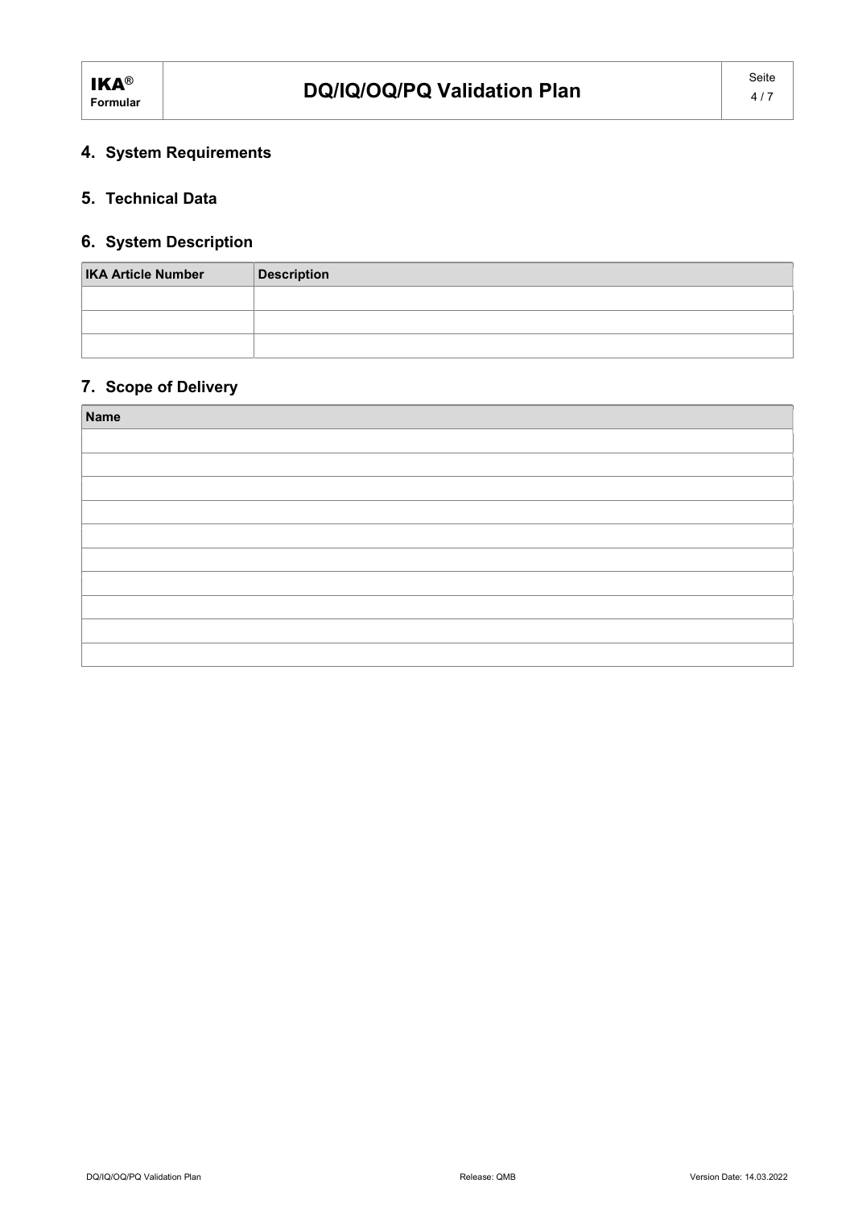## 4. System Requirements

## 5. Technical Data

## 6. System Description

| IKA Article Number | Description |
|---|---|
| | |
| | |
| | |

## 7. Scope of Delivery

| Name |
|---|
| |
| |
| |
| |
| |
| |
| |
| |
| |
| |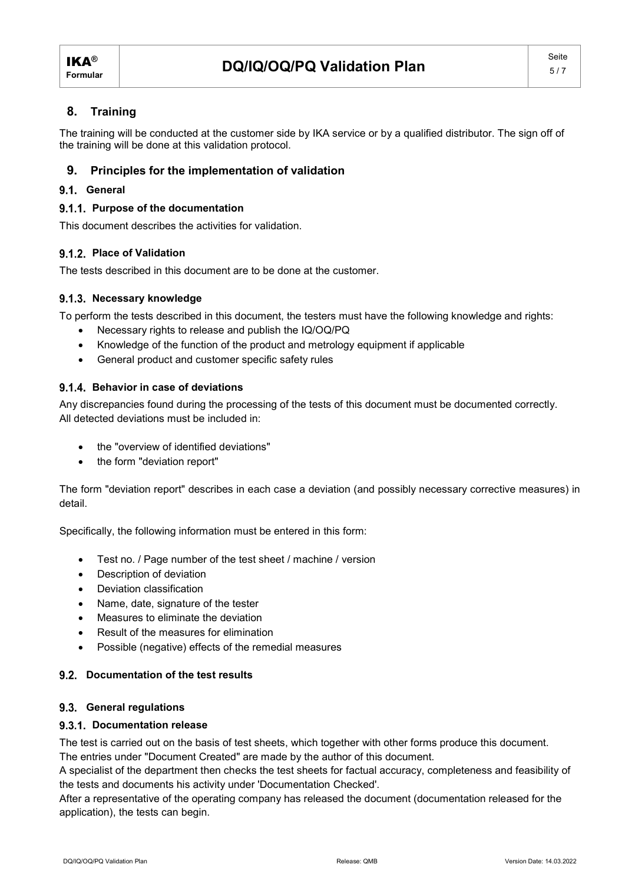## 8. Training

The training will be conducted at the customer side by IKA service or by a qualified distributor. The sign off of the training will be done at this validation protocol.

## 9. Principles for the implementation of validation

### 9.1. General

#### 9.1.1. Purpose of the documentation

This document describes the activities for validation.

#### 9.1.2. Place of Validation

The tests described in this document are to be done at the customer.

#### 9.1.3. Necessary knowledge

To perform the tests described in this document, the testers must have the following knowledge and rights:

- Necessary rights to release and publish the IQ/OQ/PQ
- Knowledge of the function of the product and metrology equipment if applicable
- General product and customer specific safety rules

#### 9.1.4. Behavior in case of deviations

Any discrepancies found during the processing of the tests of this document must be documented correctly.
All detected deviations must be included in:

- the "overview of identified deviations"
- the form "deviation report"

The form "deviation report" describes in each case a deviation (and possibly necessary corrective measures) in detail.

Specifically, the following information must be entered in this form:

- Test no. / Page number of the test sheet / machine / version
- Description of deviation
- Deviation classification
- Name, date, signature of the tester
- Measures to eliminate the deviation
- Result of the measures for elimination
- Possible (negative) effects of the remedial measures

### 9.2. Documentation of the test results

### 9.3. General regulations

#### 9.3.1. Documentation release

The test is carried out on the basis of test sheets, which together with other forms produce this document.
The entries under "Document Created" are made by the author of this document.
A specialist of the department then checks the test sheets for factual accuracy, completeness and feasibility of the tests and documents his activity under 'Documentation Checked'.
After a representative of the operating company has released the document (documentation released for the application), the tests can begin.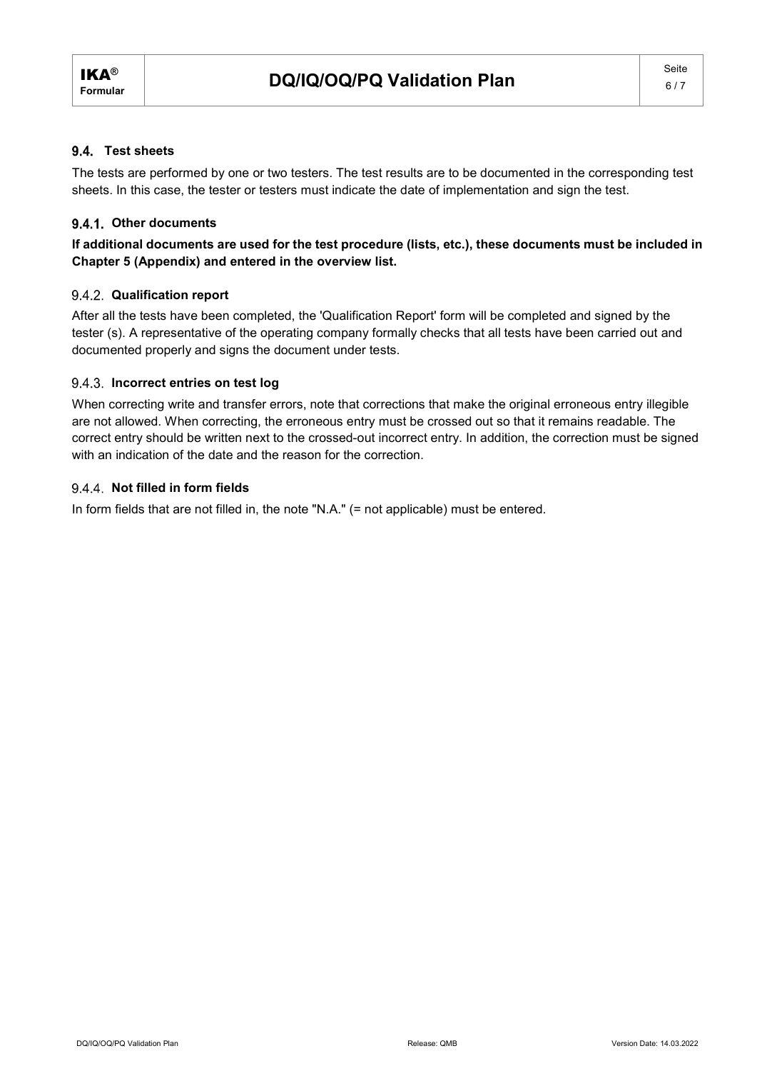## 9.4. Test sheets

The tests are performed by one or two testers. The test results are to be documented in the corresponding test sheets. In this case, the tester or testers must indicate the date of implementation and sign the test.

### 9.4.1. Other documents

**If additional documents are used for the test procedure (lists, etc.), these documents must be included in Chapter 5 (Appendix) and entered in the overview list.**

### 9.4.2. Qualification report

After all the tests have been completed, the 'Qualification Report' form will be completed and signed by the tester (s). A representative of the operating company formally checks that all tests have been carried out and documented properly and signs the document under tests.

### 9.4.3. Incorrect entries on test log

When correcting write and transfer errors, note that corrections that make the original erroneous entry illegible are not allowed. When correcting, the erroneous entry must be crossed out so that it remains readable. The correct entry should be written next to the crossed-out incorrect entry. In addition, the correction must be signed with an indication of the date and the reason for the correction.

### 9.4.4. Not filled in form fields

In form fields that are not filled in, the note "N.A." (= not applicable) must be entered.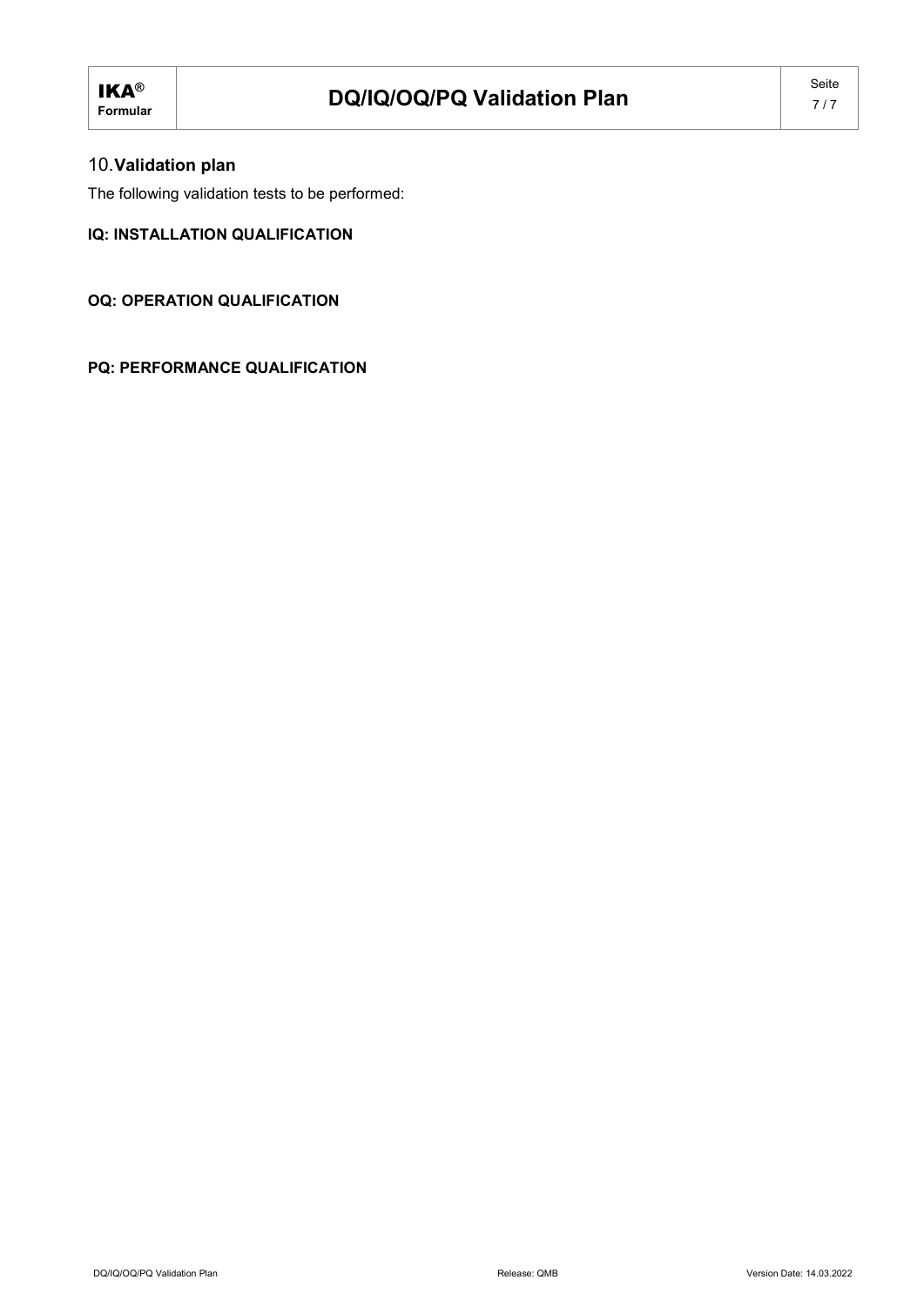## 10. Validation plan

The following validation tests to be performed:

**IQ: INSTALLATION QUALIFICATION**

**OQ: OPERATION QUALIFICATION**

**PQ: PERFORMANCE QUALIFICATION**